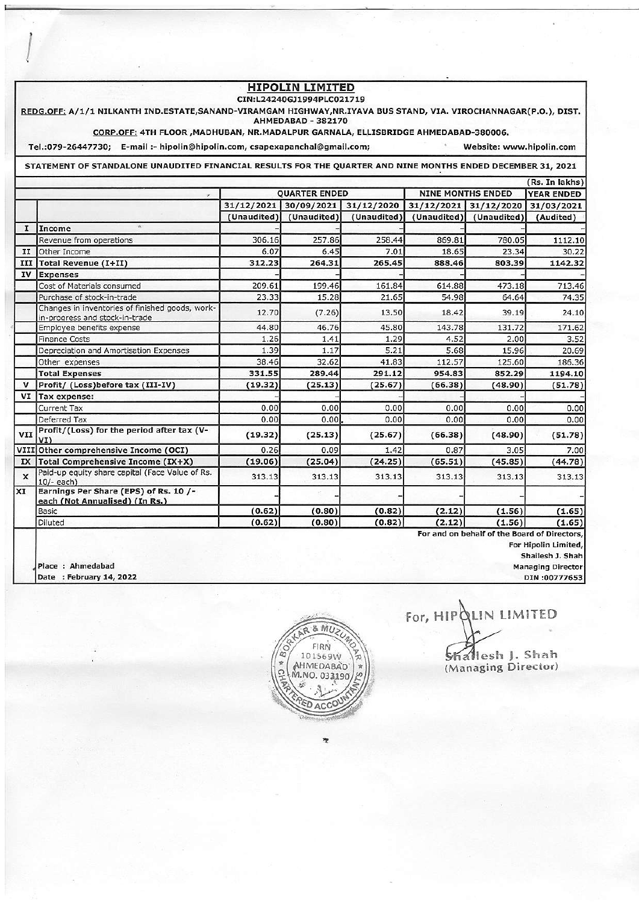# HIPOLIN LIMITED

CIN:L24240GJ1994PLC021719

REDG.OFF: A/1/1 NILKANTH IND.ESTATE,SANAND-VIRAMGAM HIGHWAY,NR.IYAVA BUS STAND, VIA. VIROCHANNAGAR(P.O.), DIST. AHMEDABAD - 382170

CORP.OFF: 4TH FLOOR ,MADHUBAN, NR.MADALPUR GARNALA, ELLISBRIDGE AHMEDABAD-380006.

Tel.:079-26447730; E-mail :- hipolin@hipolin.com, csapexapanchal@gmail.com; Website: www.hipolin.com

**STATEMENT OF STANDALONE UNAUDITED FINANCIAL RESULTS FOR THE QUARTER AND NINE MONTHS ENDED DECEMBER 31, 2021**

(Rs. In lakhs)

| | | QUARTER ENDED | | | NINE MONTHS ENDED | | YEAR ENDED |
|---|---|---|---|---|---|---|---|
| | | 31/12/2021 | 30/09/2021 | 31/12/2020 | 31/12/2021 | 31/12/2020 | 31/03/2021 |
| | | (Unaudited) | (Unaudited) | (Unaudited) | (Unaudited) | (Unaudited) | (Audited) |
| I | Income | - | - | - | - | - | - |
| | Revenue from operations | 306.16 | 257.86 | 258.44 | 869.81 | 780.05 | 1112.10 |
| II | Other Income | 6.07 | 6.45 | 7.01 | 18.65 | 23.34 | 30.22 |
| III | Total Revenue (I+II) | 312.23 | 264.31 | 265.45 | 888.46 | 803.39 | 1142.32 |
| IV | Expenses | - | - | - | - | - | - |
| | Cost of Materials consumed | 209.61 | 199.46 | 161.84 | 614.88 | 473.18 | 713.46 |
| | Purchase of stock-in-trade | 23.33 | 15.28 | 21.65 | 54.98 | 64.64 | 74.35 |
| | Changes in inventories of finished goods, work-in-progress and stock-in-trade | 12.70 | (7.26) | 13.50 | 18.42 | 39.19 | 24.10 |
| | Employee benefits expense | 44.80 | 46.76 | 45.80 | 143.78 | 131.72 | 171.62 |
| | Finance Costs | 1.26 | 1.41 | 1.29 | 4.52 | 2.00 | 3.52 |
| | Depreciation and Amortisation Expenses | 1.39 | 1.17 | 5.21 | 5.68 | 15.96 | 20.69 |
| | Other expenses | 38.46 | 32.62 | 41.83 | 112.57 | 125.60 | 186.36 |
| | Total Expenses | 331.55 | 289.44 | 291.12 | 954.83 | 852.29 | 1194.10 |
| V | Profit/ (Loss)before tax (III-IV) | (19.32) | (25.13) | (25.67) | (66.38) | (48.90) | (51.78) |
| VI | Tax expense: | - | - | - | - | - | - |
| | Current Tax | 0.00 | 0.00 | 0.00 | 0.00 | 0.00 | 0.00 |
| | Deferred Tax | 0.00 | 0.00 | 0.00 | 0.00 | 0.00 | 0.00 |
| VII | Profit/(Loss) for the period after tax (V-VI) | (19.32) | (25.13) | (25.67) | (66.38) | (48.90) | (51.78) |
| VIII | Other comprehensive Income (OCI) | 0.26 | 0.09 | 1.42 | 0.87 | 3.05 | 7.00 |
| IX | Total Comprehensive Income (IX+X) | (19.06) | (25.04) | (24.25) | (65.51) | (45.85) | (44.78) |
| X | Paid-up equity share capital (Face Value of Rs. 10/- each) | 313.13 | 313.13 | 313.13 | 313.13 | 313.13 | 313.13 |
| XI | Earnings Per Share (EPS) of Rs. 10 /- each (Not Annualised) (In Rs.) | - | - | - | - | - | - |
| | Basic | (0.62) | (0.80) | (0.82) | (2.12) | (1.56) | (1.65) |
| | Diluted | (0.62) | (0.80) | (0.82) | (2.12) | (1.56) | (1.65) |

For and on behalf of the Board of Directors,
For Hipolin Limited,
Shailesh J. Shah
Managing Director
DIN :00777653

Place : Ahmedabad
Date : February 14, 2022

For, HIPOLIN LIMITED

Shailesh J. Shah
(Managing Director)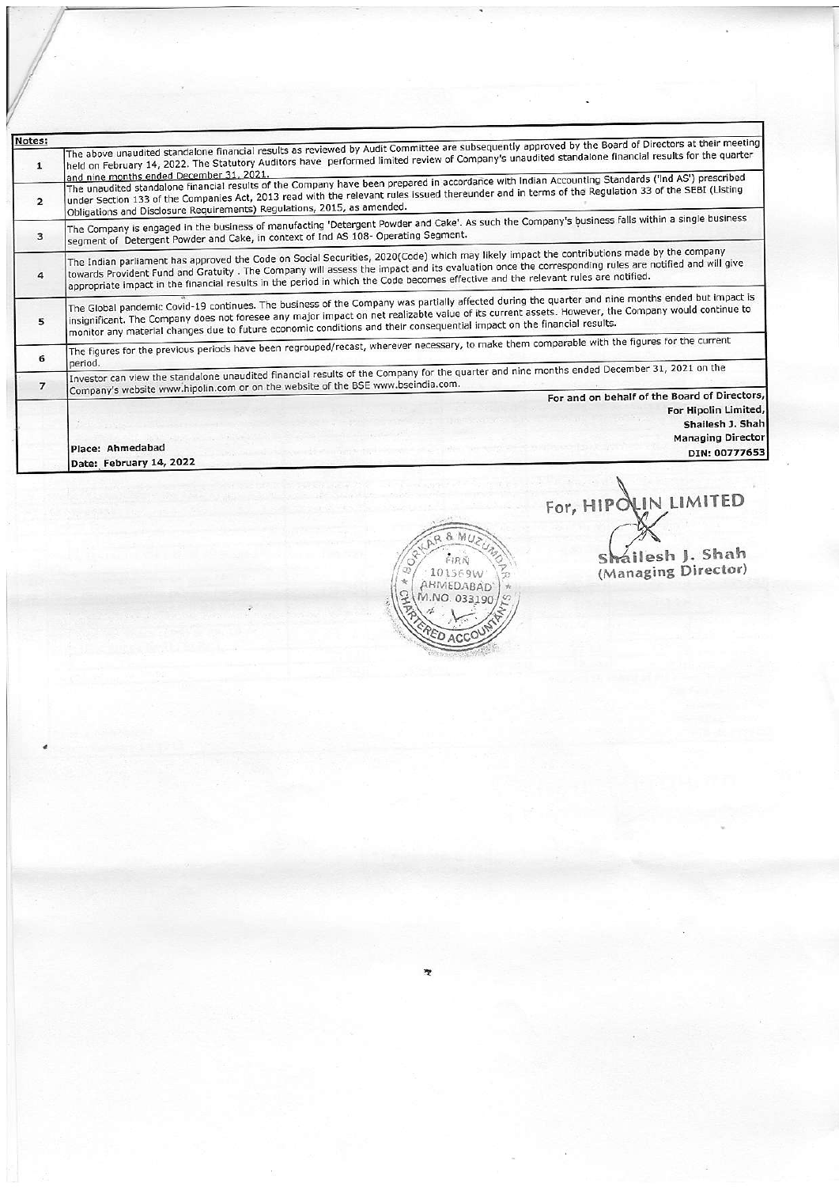| Notes: | |
|---|---|
| 1 | The above unaudited standalone financial results as reviewed by Audit Committee are subsequently approved by the Board of Directors at their meeting held on February 14, 2022. The Statutory Auditors have performed limited review of Company's unaudited standalone financial results for the quarter and nine months ended December 31, 2021. |
| 2 | The unaudited standalone financial results of the Company have been prepared in accordance with Indian Accounting Standards ('Ind AS') prescribed under Section 133 of the Companies Act, 2013 read with the relevant rules issued thereunder and in terms of the Regulation 33 of the SEBI (Listing Obligations and Disclosure Requirements) Regulations, 2015, as amended. |
| 3 | The Company is engaged in the business of manufacting 'Detergent Powder and Cake'. As such the Company's business falls within a single business segment of Detergent Powder and Cake, in context of Ind AS 108- Operating Segment. |
| 4 | The Indian parliament has approved the Code on Social Securities, 2020(Code) which may likely impact the contributions made by the company towards Provident Fund and Gratuity . The Company will assess the impact and its evaluation once the corresponding rules are notified and will give appropriate impact in the financial results in the period in which the Code becomes effective and the relevant rules are notified. |
| 5 | The Global pandemic Covid-19 continues. The business of the Company was partially affected during the quarter and nine months ended but impact is insignificant. The Company does not foresee any major impact on net realizable value of its current assets. However, the Company would continue to monitor any material changes due to future economic conditions and their consequential impact on the financial results. |
| 6 | The figures for the previous periods have been regrouped/recast, wherever necessary, to make them comparable with the figures for the current period. |
| 7 | Investor can view the standalone unaudited financial results of the Company for the quarter and nine months ended December 31, 2021 on the Company's website www.hipolin.com or on the website of the BSE www.bseindia.com. |
| | Place: Ahmedabad<br>Date: February 14, 2022 |
| | For and on behalf of the Board of Directors,<br>For Hipolin Limited,<br>Shailesh J. Shah<br>Managing Director<br>DIN: 00777653 |

For, HIPOLIN LIMITED

Shailesh J. Shah
(Managing Director)

BORKAR & MUZUMDAR
FRN 101569W
AHMEDABAD
M.NO. 033190
CHARTERED ACCOUNTANTS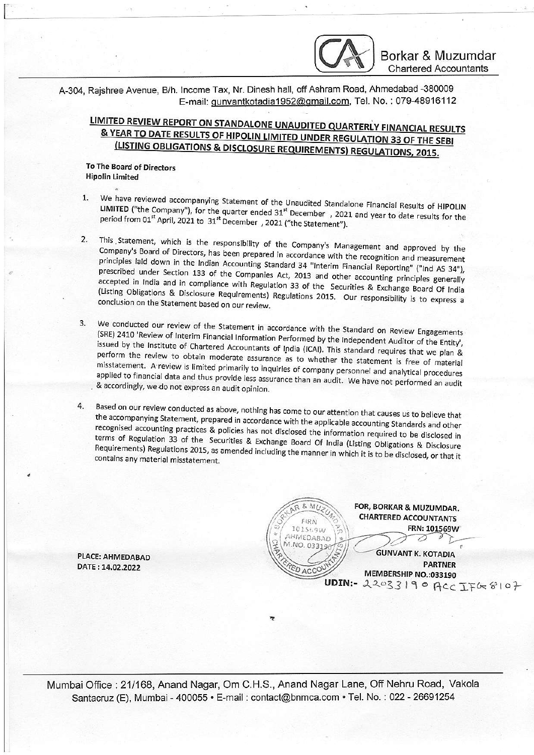Borkar & Muzumdar
Chartered Accountants

A-304, Rajshree Avenue, B/h. Income Tax, Nr. Dinesh hall, off Ashram Road, Ahmedabad -380009
E-mail: gunvantkotadia1952@gmail.com, Tel. No. : 079-48916112

## LIMITED REVIEW REPORT ON STANDALONE UNAUDITED QUARTERLY FINANCIAL RESULTS & YEAR TO DATE RESULTS OF HIPOLIN LIMITED UNDER REGULATION 33 OF THE SEBI (LISTING OBLIGATIONS & DISCLOSURE REQUIREMENTS) REGULATIONS, 2015.

**To The Board of Directors**
**Hipolin Limited**

1. We have reviewed accompanying Statement of the Unaudited Standalone Financial Results of **HIPOLIN LIMITED** ("the Company"), for the quarter ended 31st December , 2021 and year to date results for the period from 01st April, 2021 to 31st December , 2021 ("the Statement").

2. This Statement, which is the responsibility of the Company's Management and approved by the Company's Board of Directors, has been prepared in accordance with the recognition and measurement principles laid down in the Indian Accounting Standard 34 "Interim Financial Reporting" ("Ind AS 34"), prescribed under Section 133 of the Companies Act, 2013 and other accounting principles generally accepted in India and in compliance with Regulation 33 of the Securities & Exchange Board Of India (Listing Obligations & Disclosure Requirements) Regulations 2015. Our responsibility is to express a conclusion on the Statement based on our review.

3. We conducted our review of the Statement in accordance with the Standard on Review Engagements (SRE) 2410 'Review of Interim Financial Information Performed by the Independent Auditor of the Entity', issued by the Institute of Chartered Accountants of India (ICAI). This standard requires that we plan & perform the review to obtain moderate assurance as to whether the statement is free of material misstatement. A review is limited primarily to inquiries of company personnel and analytical procedures applied to financial data and thus provide less assurance than an audit. We have not performed an audit & accordingly, we do not express an audit opinion.

4. Based on our review conducted as above, nothing has come to our attention that causes us to believe that the accompanying Statement, prepared in accordance with the applicable accounting Standards and other recognised accounting practices & policies has not disclosed the information required to be disclosed in terms of Regulation 33 of the Securities & Exchange Board Of India (Listing Obligations & Disclosure Requirements) Regulations 2015, as amended including the manner in which it is to be disclosed, or that it contains any material misstatement.

**FOR, BORKAR & MUZUMDAR.**
**CHARTERED ACCOUNTANTS**
**FRN: 101569W**

**GUNVANT K. KOTADIA**
**PARTNER**
**MEMBERSHIP NO.:033190**
**UDIN:-** 22033190ACCIFG8107

**PLACE: AHMEDABAD**
**DATE : 14.02.2022**

Mumbai Office : 21/168, Anand Nagar, Om C.H.S., Anand Nagar Lane, Off Nehru Road, Vakola Santacruz (E), Mumbai - 400055 • E-mail : contact@bnmca.com • Tel. No. : 022 - 26691254